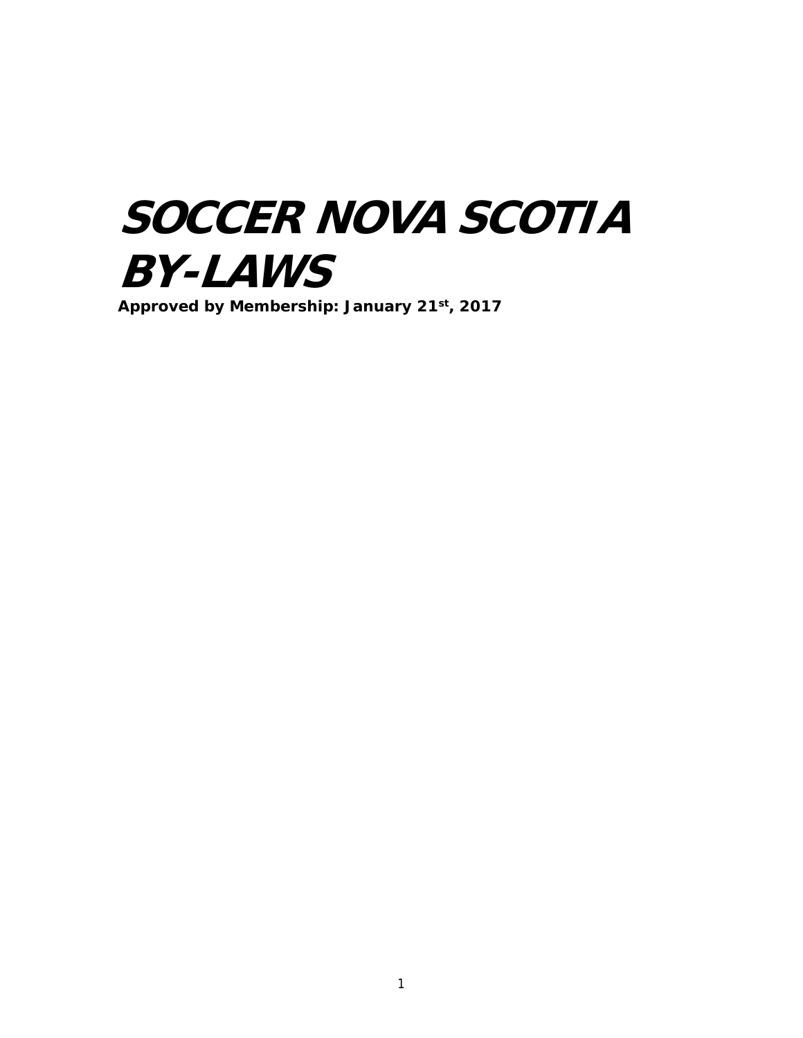# *SOCCER NOVA SCOTIA BY-LAWS*

**Approved by Membership: January 21st, 2017**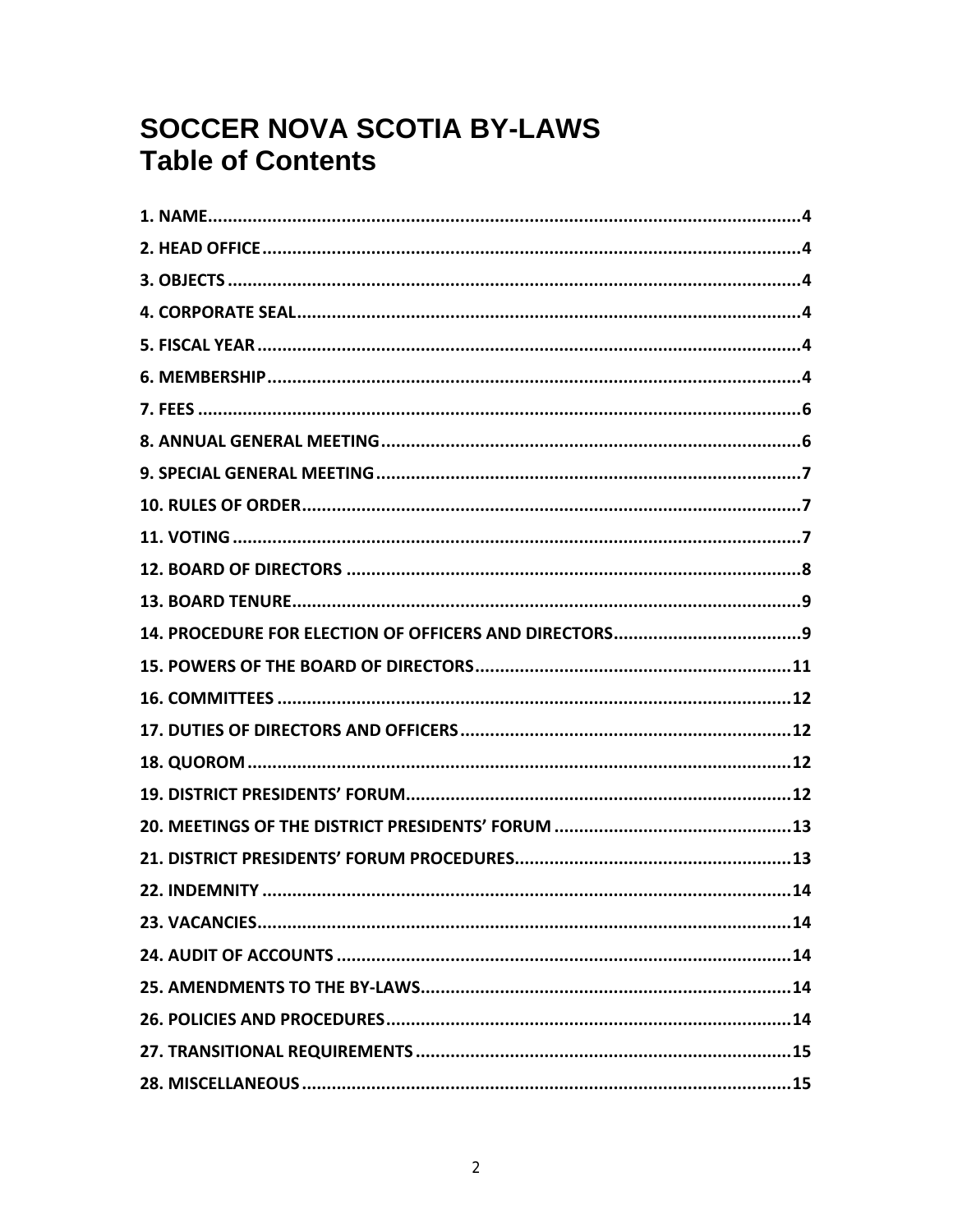# SOCCER NOVA SCOTIA BY-LAWS
## Table of Contents

**1. NAME**.......................................................................................................4
**2. HEAD OFFICE**............................................................................................4
**3. OBJECTS**....................................................................................................4
**4. CORPORATE SEAL**......................................................................................4
**5. FISCAL YEAR**.............................................................................................4
**6. MEMBERSHIP**............................................................................................4
**7. FEES**..........................................................................................................6
**8. ANNUAL GENERAL MEETING**.....................................................................6
**9. SPECIAL GENERAL MEETING**......................................................................7
**10. RULES OF ORDER**.....................................................................................7
**11. VOTING**....................................................................................................7
**12. BOARD OF DIRECTORS**.............................................................................8
**13. BOARD TENURE**.......................................................................................9
**14. PROCEDURE FOR ELECTION OF OFFICERS AND DIRECTORS**......................9
**15. POWERS OF THE BOARD OF DIRECTORS**...............................................11
**16. COMMITTEES**..........................................................................................12
**17. DUTIES OF DIRECTORS AND OFFICERS**...................................................12
**18. QUOROM**.................................................................................................12
**19. DISTRICT PRESIDENTS' FORUM**..............................................................12
**20. MEETINGS OF THE DISTRICT PRESIDENTS' FORUM**................................13
**21. DISTRICT PRESIDENTS' FORUM PROCEDURES**........................................13
**22. INDEMNITY**.............................................................................................14
**23. VACANCIES**.............................................................................................14
**24. AUDIT OF ACCOUNTS**.............................................................................14
**25. AMENDMENTS TO THE BY-LAWS**............................................................14
**26. POLICIES AND PROCEDURES**...................................................................14
**27. TRANSITIONAL REQUIREMENTS**.............................................................15
**28. MISCELLANEOUS**.....................................................................................15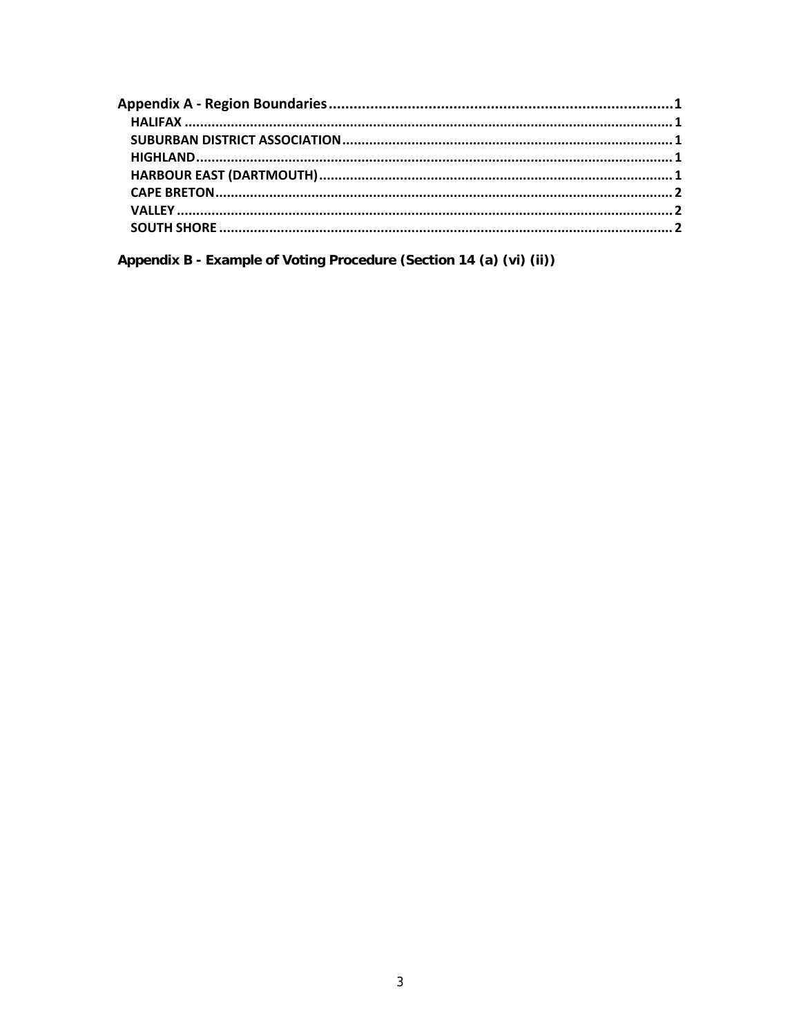Appendix A - Region Boundaries........................................................................................1
- HALIFAX ............................................................................................................................... 1
- SUBURBAN DISTRICT ASSOCIATION...................................................................................... 1
- HIGHLAND............................................................................................................................ 1
- HARBOUR EAST (DARTMOUTH)........................................................................................... 1
- CAPE BRETON........................................................................................................................ 2
- VALLEY .................................................................................................................................. 2
- SOUTH SHORE ...................................................................................................................... 2

Appendix B - Example of Voting Procedure (Section 14 (a) (vi) (ii))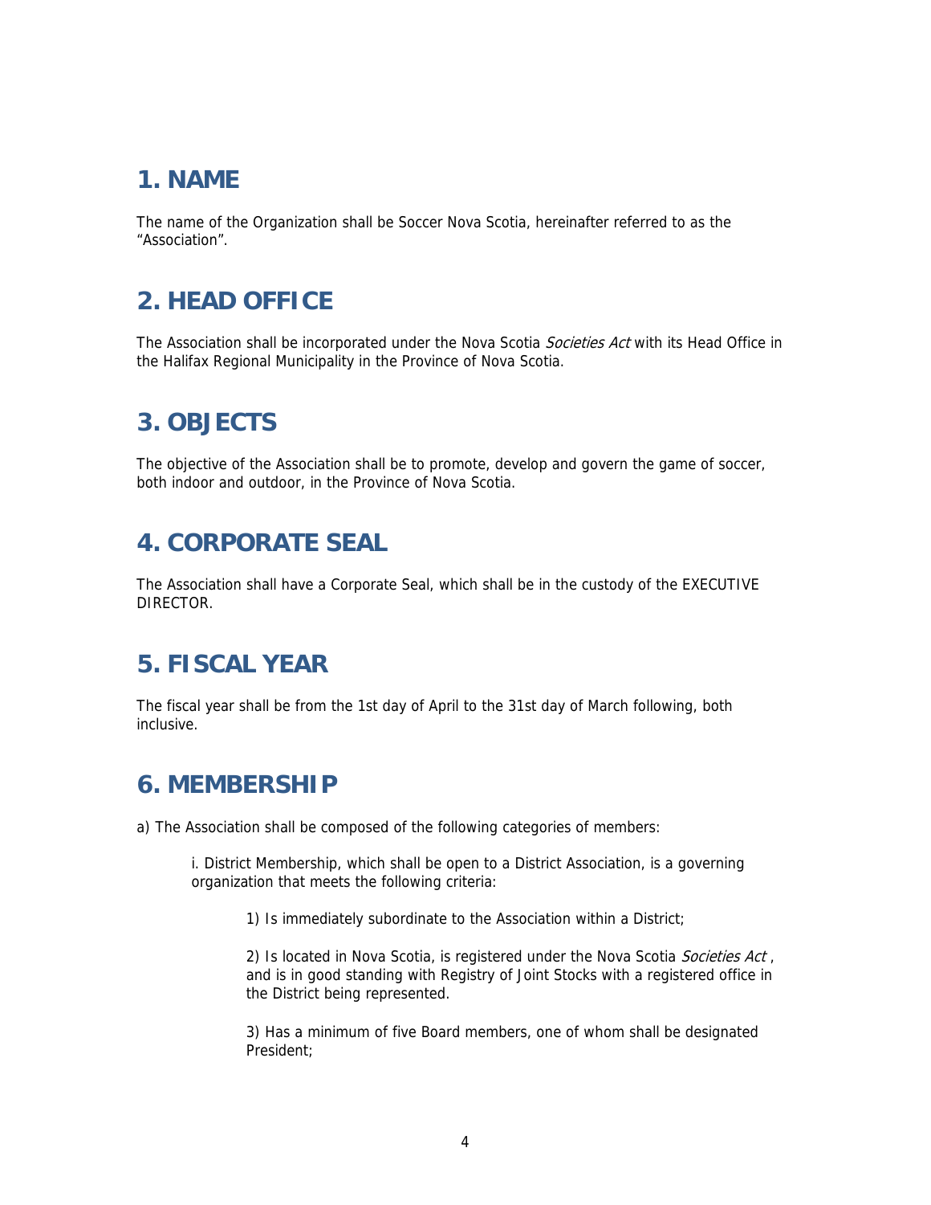## 1. NAME

The name of the Organization shall be Soccer Nova Scotia, hereinafter referred to as the “Association”.

## 2. HEAD OFFICE

The Association shall be incorporated under the Nova Scotia *Societies Act* with its Head Office in the Halifax Regional Municipality in the Province of Nova Scotia.

## 3. OBJECTS

The objective of the Association shall be to promote, develop and govern the game of soccer, both indoor and outdoor, in the Province of Nova Scotia.

## 4. CORPORATE SEAL

The Association shall have a Corporate Seal, which shall be in the custody of the EXECUTIVE DIRECTOR.

## 5. FISCAL YEAR

The fiscal year shall be from the 1st day of April to the 31st day of March following, both inclusive.

## 6. MEMBERSHIP

a) The Association shall be composed of the following categories of members:

> i. District Membership, which shall be open to a District Association, is a governing organization that meets the following criteria:
>
> > 1) Is immediately subordinate to the Association within a District;
> >
> > 2) Is located in Nova Scotia, is registered under the Nova Scotia *Societies Act* , and is in good standing with Registry of Joint Stocks with a registered office in the District being represented.
> >
> > 3) Has a minimum of five Board members, one of whom shall be designated President;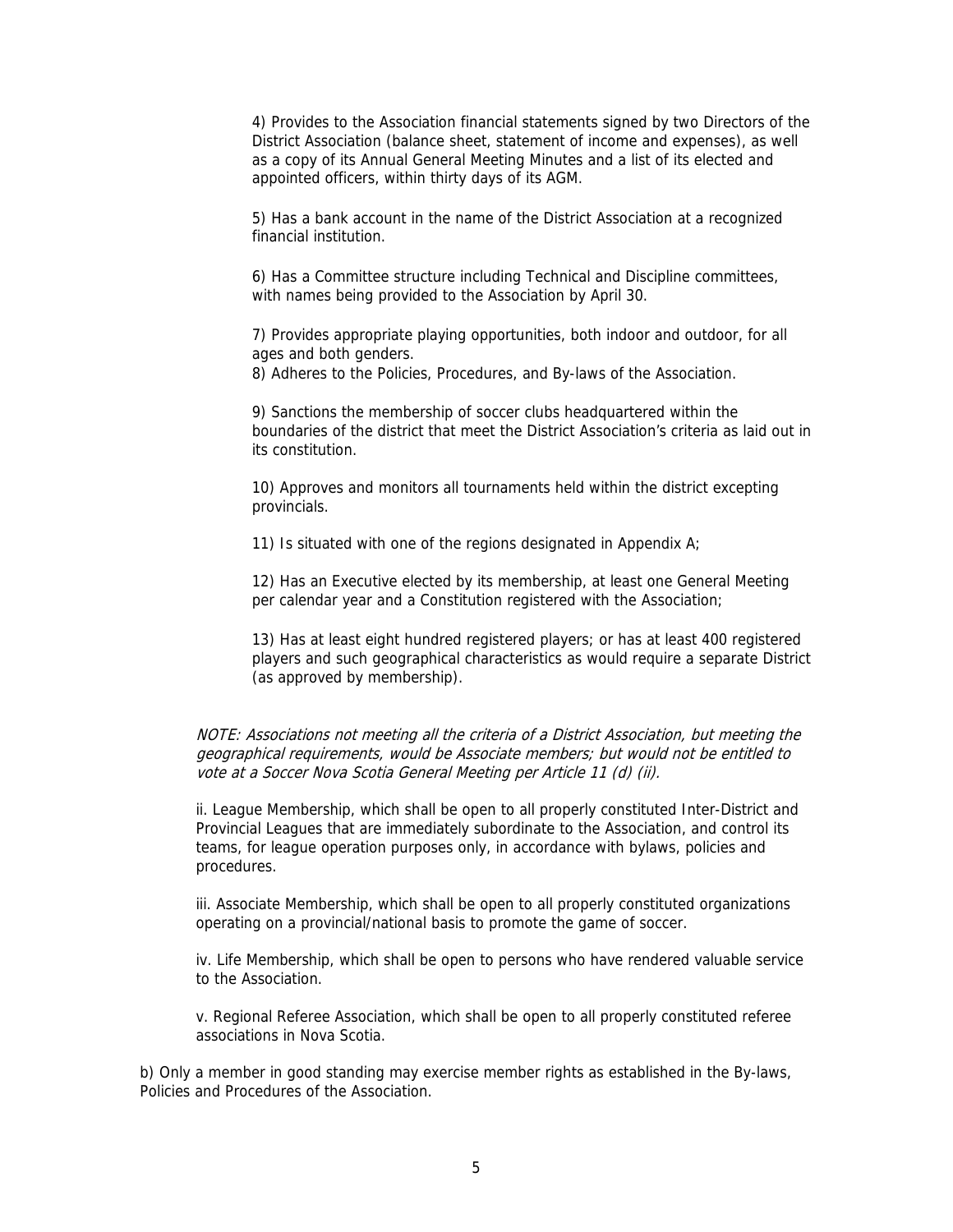4) Provides to the Association financial statements signed by two Directors of the District Association (balance sheet, statement of income and expenses), as well as a copy of its Annual General Meeting Minutes and a list of its elected and appointed officers, within thirty days of its AGM.

5) Has a bank account in the name of the District Association at a recognized financial institution.

6) Has a Committee structure including Technical and Discipline committees, with names being provided to the Association by April 30.

7) Provides appropriate playing opportunities, both indoor and outdoor, for all ages and both genders.
8) Adheres to the Policies, Procedures, and By-laws of the Association.

9) Sanctions the membership of soccer clubs headquartered within the boundaries of the district that meet the District Association's criteria as laid out in its constitution.

10) Approves and monitors all tournaments held within the district excepting provincials.

11) Is situated with one of the regions designated in Appendix A;

12) Has an Executive elected by its membership, at least one General Meeting per calendar year and a Constitution registered with the Association;

13) Has at least eight hundred registered players; or has at least 400 registered players and such geographical characteristics as would require a separate District (as approved by membership).

*NOTE: Associations not meeting all the criteria of a District Association, but meeting the geographical requirements, would be Associate members; but would not be entitled to vote at a Soccer Nova Scotia General Meeting per Article 11 (d) (ii).*

ii. League Membership, which shall be open to all properly constituted Inter-District and Provincial Leagues that are immediately subordinate to the Association, and control its teams, for league operation purposes only, in accordance with bylaws, policies and procedures.

iii. Associate Membership, which shall be open to all properly constituted organizations operating on a provincial/national basis to promote the game of soccer.

iv. Life Membership, which shall be open to persons who have rendered valuable service to the Association.

v. Regional Referee Association, which shall be open to all properly constituted referee associations in Nova Scotia.

b) Only a member in good standing may exercise member rights as established in the By-laws, Policies and Procedures of the Association.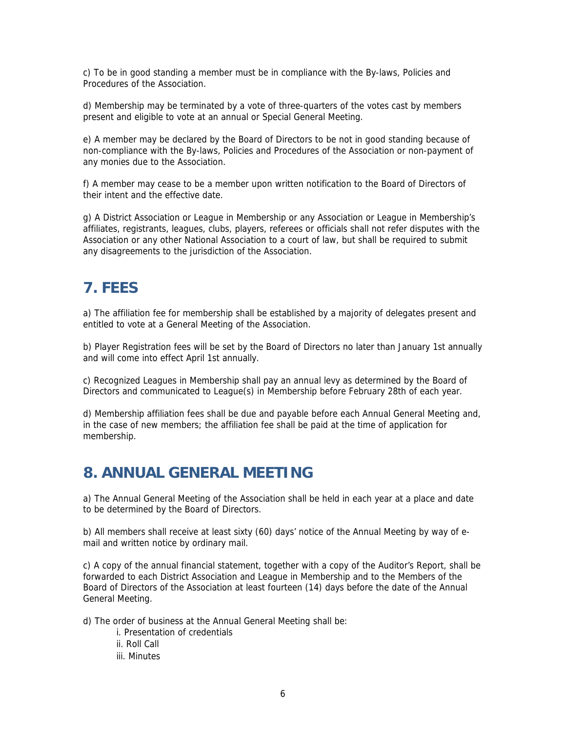c) To be in good standing a member must be in compliance with the By-laws, Policies and Procedures of the Association.

d) Membership may be terminated by a vote of three-quarters of the votes cast by members present and eligible to vote at an annual or Special General Meeting.

e) A member may be declared by the Board of Directors to be not in good standing because of non-compliance with the By-laws, Policies and Procedures of the Association or non-payment of any monies due to the Association.

f) A member may cease to be a member upon written notification to the Board of Directors of their intent and the effective date.

g) A District Association or League in Membership or any Association or League in Membership's affiliates, registrants, leagues, clubs, players, referees or officials shall not refer disputes with the Association or any other National Association to a court of law, but shall be required to submit any disagreements to the jurisdiction of the Association.

## 7. FEES

a) The affiliation fee for membership shall be established by a majority of delegates present and entitled to vote at a General Meeting of the Association.

b) Player Registration fees will be set by the Board of Directors no later than January 1st annually and will come into effect April 1st annually.

c) Recognized Leagues in Membership shall pay an annual levy as determined by the Board of Directors and communicated to League(s) in Membership before February 28th of each year.

d) Membership affiliation fees shall be due and payable before each Annual General Meeting and, in the case of new members; the affiliation fee shall be paid at the time of application for membership.

## 8. ANNUAL GENERAL MEETING

a) The Annual General Meeting of the Association shall be held in each year at a place and date to be determined by the Board of Directors.

b) All members shall receive at least sixty (60) days' notice of the Annual Meeting by way of e-mail and written notice by ordinary mail.

c) A copy of the annual financial statement, together with a copy of the Auditor's Report, shall be forwarded to each District Association and League in Membership and to the Members of the Board of Directors of the Association at least fourteen (14) days before the date of the Annual General Meeting.

d) The order of business at the Annual General Meeting shall be:

i. Presentation of credentials
ii. Roll Call
iii. Minutes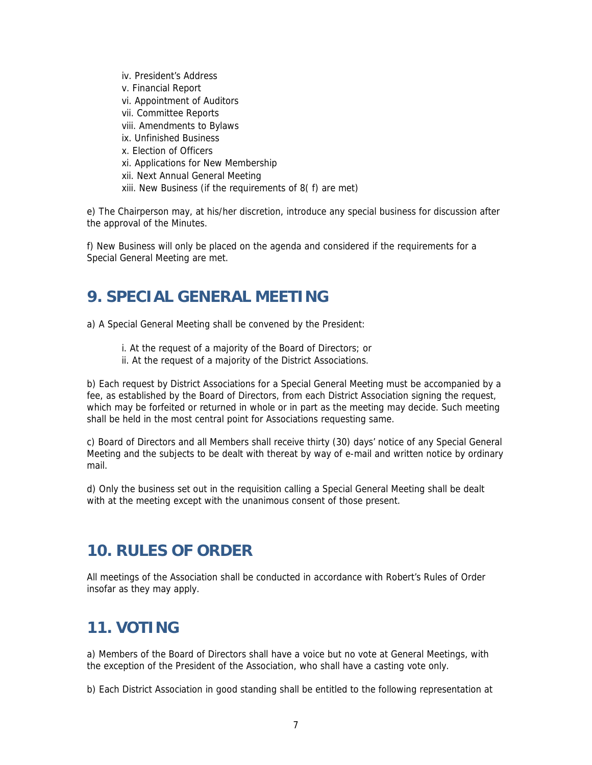iv. President's Address
v. Financial Report
vi. Appointment of Auditors
vii. Committee Reports
viii. Amendments to Bylaws
ix. Unfinished Business
x. Election of Officers
xi. Applications for New Membership
xii. Next Annual General Meeting
xiii. New Business (if the requirements of 8( f) are met)

e) The Chairperson may, at his/her discretion, introduce any special business for discussion after the approval of the Minutes.

f) New Business will only be placed on the agenda and considered if the requirements for a Special General Meeting are met.

## 9. SPECIAL GENERAL MEETING

a) A Special General Meeting shall be convened by the President:

i. At the request of a majority of the Board of Directors; or
ii. At the request of a majority of the District Associations.

b) Each request by District Associations for a Special General Meeting must be accompanied by a fee, as established by the Board of Directors, from each District Association signing the request, which may be forfeited or returned in whole or in part as the meeting may decide. Such meeting shall be held in the most central point for Associations requesting same.

c) Board of Directors and all Members shall receive thirty (30) days' notice of any Special General Meeting and the subjects to be dealt with thereat by way of e-mail and written notice by ordinary mail.

d) Only the business set out in the requisition calling a Special General Meeting shall be dealt with at the meeting except with the unanimous consent of those present.

## 10. RULES OF ORDER

All meetings of the Association shall be conducted in accordance with Robert's Rules of Order insofar as they may apply.

## 11. VOTING

a) Members of the Board of Directors shall have a voice but no vote at General Meetings, with the exception of the President of the Association, who shall have a casting vote only.

b) Each District Association in good standing shall be entitled to the following representation at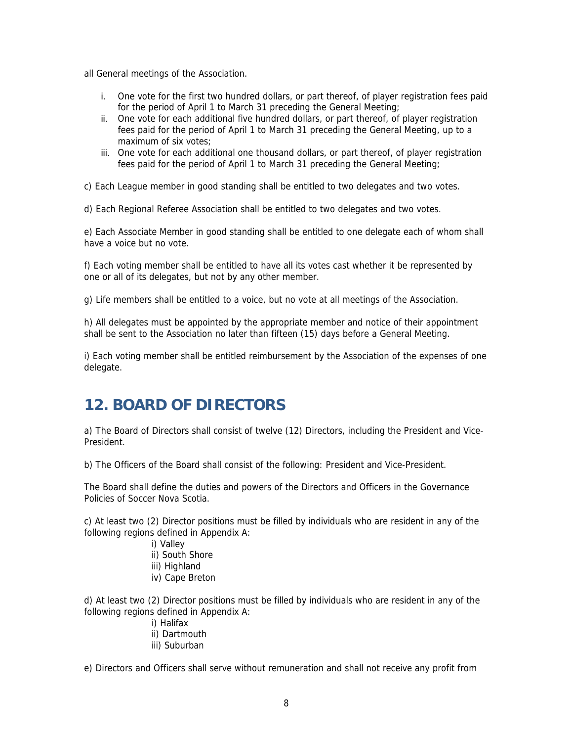all General meetings of the Association.

i. One vote for the first two hundred dollars, or part thereof, of player registration fees paid for the period of April 1 to March 31 preceding the General Meeting;
ii. One vote for each additional five hundred dollars, or part thereof, of player registration fees paid for the period of April 1 to March 31 preceding the General Meeting, up to a maximum of six votes;
iii. One vote for each additional one thousand dollars, or part thereof, of player registration fees paid for the period of April 1 to March 31 preceding the General Meeting;

c) Each League member in good standing shall be entitled to two delegates and two votes.

d) Each Regional Referee Association shall be entitled to two delegates and two votes.

e) Each Associate Member in good standing shall be entitled to one delegate each of whom shall have a voice but no vote.

f) Each voting member shall be entitled to have all its votes cast whether it be represented by one or all of its delegates, but not by any other member.

g) Life members shall be entitled to a voice, but no vote at all meetings of the Association.

h) All delegates must be appointed by the appropriate member and notice of their appointment shall be sent to the Association no later than fifteen (15) days before a General Meeting.

i) Each voting member shall be entitled reimbursement by the Association of the expenses of one delegate.

## 12. BOARD OF DIRECTORS

a) The Board of Directors shall consist of twelve (12) Directors, including the President and Vice-President.

b) The Officers of the Board shall consist of the following: President and Vice-President.

The Board shall define the duties and powers of the Directors and Officers in the Governance Policies of Soccer Nova Scotia.

c) At least two (2) Director positions must be filled by individuals who are resident in any of the following regions defined in Appendix A:

i) Valley
ii) South Shore
iii) Highland
iv) Cape Breton

d) At least two (2) Director positions must be filled by individuals who are resident in any of the following regions defined in Appendix A:

i) Halifax
ii) Dartmouth
iii) Suburban

e) Directors and Officers shall serve without remuneration and shall not receive any profit from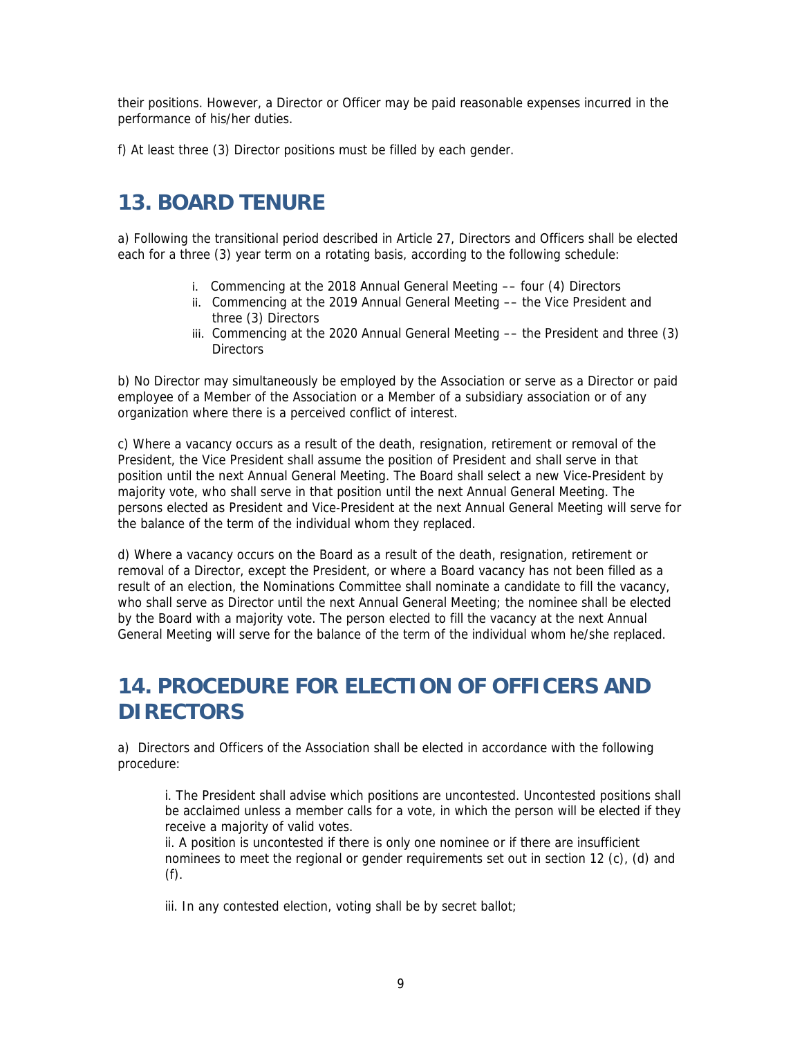their positions. However, a Director or Officer may be paid reasonable expenses incurred in the performance of his/her duties.

f) At least three (3) Director positions must be filled by each gender.

## 13. BOARD TENURE

a) Following the transitional period described in Article 27, Directors and Officers shall be elected each for a three (3) year term on a rotating basis, according to the following schedule:

i. Commencing at the 2018 Annual General Meeting –– four (4) Directors
ii. Commencing at the 2019 Annual General Meeting –– the Vice President and three (3) Directors
iii. Commencing at the 2020 Annual General Meeting –– the President and three (3) Directors

b) No Director may simultaneously be employed by the Association or serve as a Director or paid employee of a Member of the Association or a Member of a subsidiary association or of any organization where there is a perceived conflict of interest.

c) Where a vacancy occurs as a result of the death, resignation, retirement or removal of the President, the Vice President shall assume the position of President and shall serve in that position until the next Annual General Meeting. The Board shall select a new Vice-President by majority vote, who shall serve in that position until the next Annual General Meeting. The persons elected as President and Vice-President at the next Annual General Meeting will serve for the balance of the term of the individual whom they replaced.

d) Where a vacancy occurs on the Board as a result of the death, resignation, retirement or removal of a Director, except the President, or where a Board vacancy has not been filled as a result of an election, the Nominations Committee shall nominate a candidate to fill the vacancy, who shall serve as Director until the next Annual General Meeting; the nominee shall be elected by the Board with a majority vote. The person elected to fill the vacancy at the next Annual General Meeting will serve for the balance of the term of the individual whom he/she replaced.

## 14. PROCEDURE FOR ELECTION OF OFFICERS AND DIRECTORS

a) Directors and Officers of the Association shall be elected in accordance with the following procedure:

i. The President shall advise which positions are uncontested. Uncontested positions shall be acclaimed unless a member calls for a vote, in which the person will be elected if they receive a majority of valid votes.
ii. A position is uncontested if there is only one nominee or if there are insufficient nominees to meet the regional or gender requirements set out in section 12 (c), (d) and (f).

iii. In any contested election, voting shall be by secret ballot;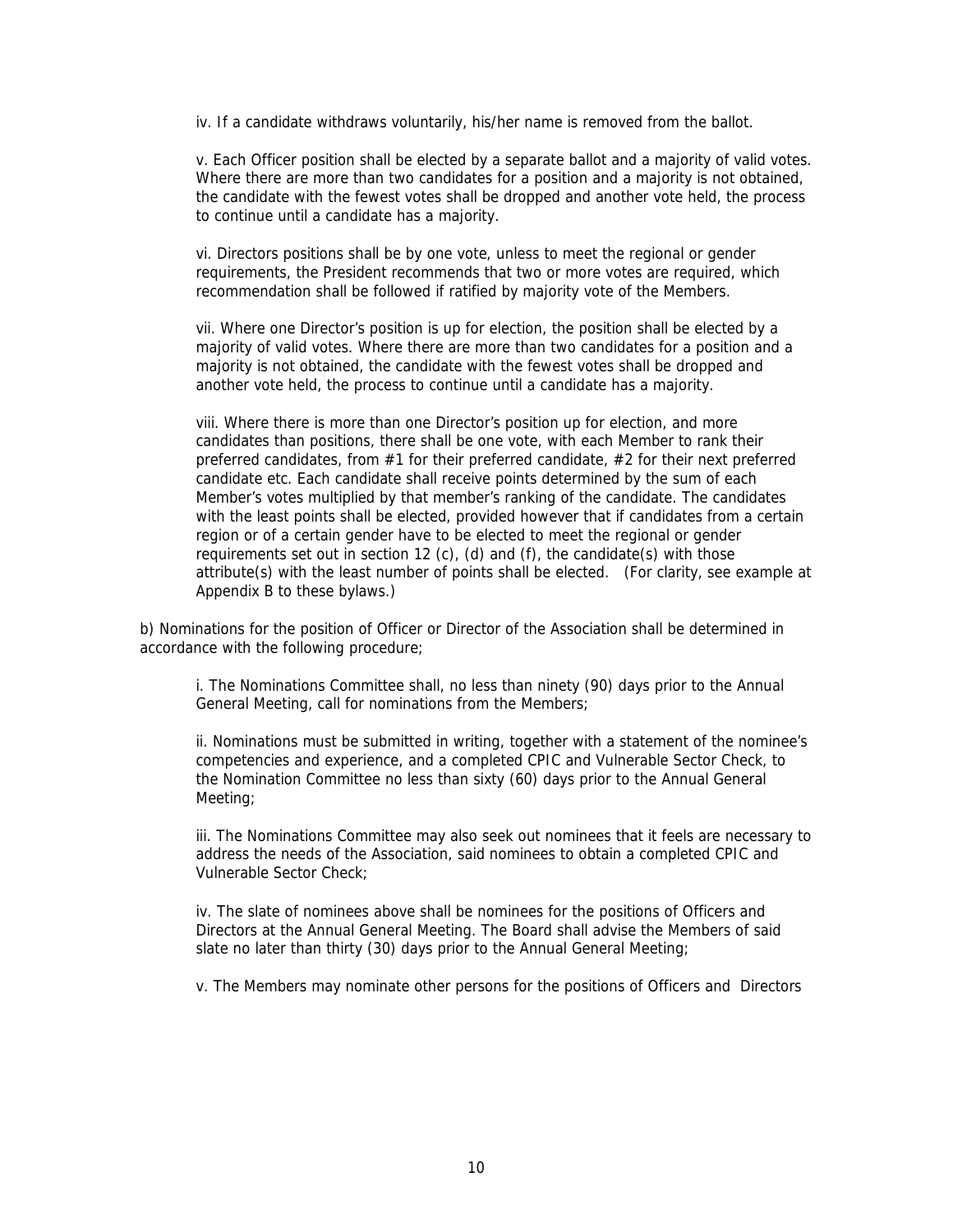iv. If a candidate withdraws voluntarily, his/her name is removed from the ballot.

v. Each Officer position shall be elected by a separate ballot and a majority of valid votes. Where there are more than two candidates for a position and a majority is not obtained, the candidate with the fewest votes shall be dropped and another vote held, the process to continue until a candidate has a majority.

vi. Directors positions shall be by one vote, unless to meet the regional or gender requirements, the President recommends that two or more votes are required, which recommendation shall be followed if ratified by majority vote of the Members.

vii. Where one Director's position is up for election, the position shall be elected by a majority of valid votes. Where there are more than two candidates for a position and a majority is not obtained, the candidate with the fewest votes shall be dropped and another vote held, the process to continue until a candidate has a majority.

viii. Where there is more than one Director's position up for election, and more candidates than positions, there shall be one vote, with each Member to rank their preferred candidates, from #1 for their preferred candidate, #2 for their next preferred candidate etc. Each candidate shall receive points determined by the sum of each Member's votes multiplied by that member's ranking of the candidate. The candidates with the least points shall be elected, provided however that if candidates from a certain region or of a certain gender have to be elected to meet the regional or gender requirements set out in section 12 (c), (d) and (f), the candidate(s) with those attribute(s) with the least number of points shall be elected. (For clarity, see example at Appendix B to these bylaws.)

b) Nominations for the position of Officer or Director of the Association shall be determined in accordance with the following procedure;

i. The Nominations Committee shall, no less than ninety (90) days prior to the Annual General Meeting, call for nominations from the Members;

ii. Nominations must be submitted in writing, together with a statement of the nominee's competencies and experience, and a completed CPIC and Vulnerable Sector Check, to the Nomination Committee no less than sixty (60) days prior to the Annual General Meeting;

iii. The Nominations Committee may also seek out nominees that it feels are necessary to address the needs of the Association, said nominees to obtain a completed CPIC and Vulnerable Sector Check;

iv. The slate of nominees above shall be nominees for the positions of Officers and Directors at the Annual General Meeting. The Board shall advise the Members of said slate no later than thirty (30) days prior to the Annual General Meeting;

v. The Members may nominate other persons for the positions of Officers and Directors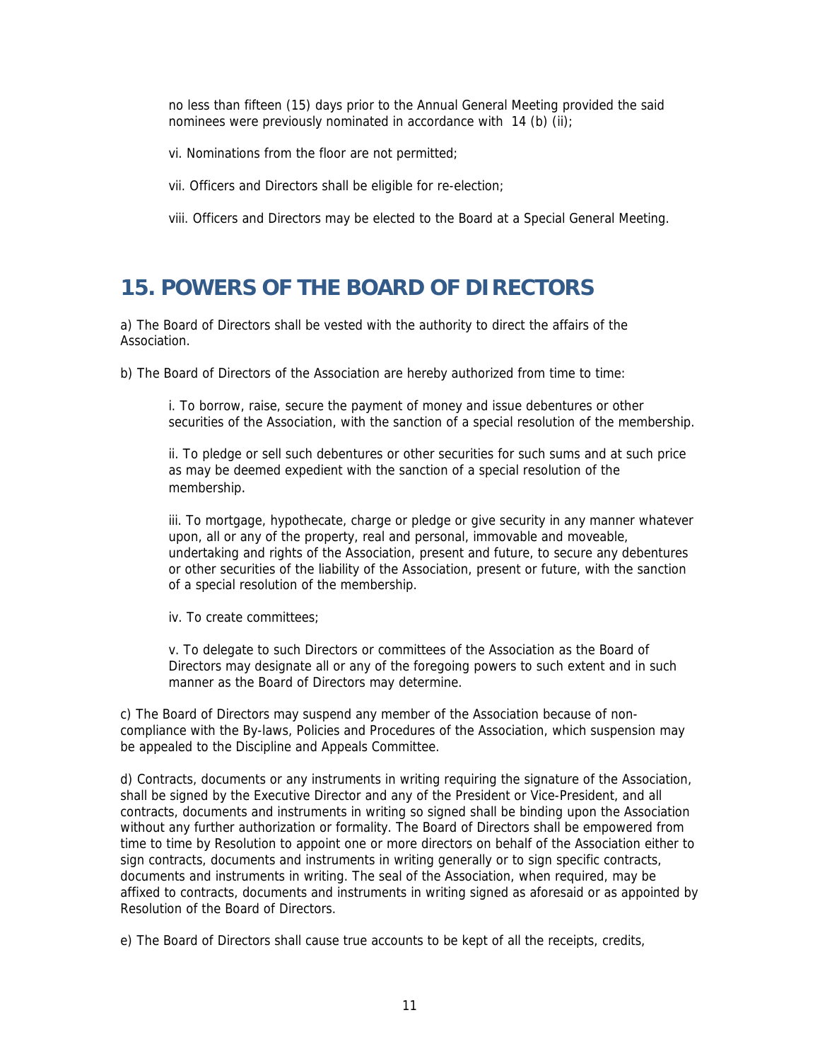no less than fifteen (15) days prior to the Annual General Meeting provided the said nominees were previously nominated in accordance with 14 (b) (ii);

vi. Nominations from the floor are not permitted;

vii. Officers and Directors shall be eligible for re-election;

viii. Officers and Directors may be elected to the Board at a Special General Meeting.

## 15. POWERS OF THE BOARD OF DIRECTORS

a) The Board of Directors shall be vested with the authority to direct the affairs of the Association.

b) The Board of Directors of the Association are hereby authorized from time to time:

i. To borrow, raise, secure the payment of money and issue debentures or other securities of the Association, with the sanction of a special resolution of the membership.

ii. To pledge or sell such debentures or other securities for such sums and at such price as may be deemed expedient with the sanction of a special resolution of the membership.

iii. To mortgage, hypothecate, charge or pledge or give security in any manner whatever upon, all or any of the property, real and personal, immovable and moveable, undertaking and rights of the Association, present and future, to secure any debentures or other securities of the liability of the Association, present or future, with the sanction of a special resolution of the membership.

iv. To create committees;

v. To delegate to such Directors or committees of the Association as the Board of Directors may designate all or any of the foregoing powers to such extent and in such manner as the Board of Directors may determine.

c) The Board of Directors may suspend any member of the Association because of non-compliance with the By-laws, Policies and Procedures of the Association, which suspension may be appealed to the Discipline and Appeals Committee.

d) Contracts, documents or any instruments in writing requiring the signature of the Association, shall be signed by the Executive Director and any of the President or Vice-President, and all contracts, documents and instruments in writing so signed shall be binding upon the Association without any further authorization or formality. The Board of Directors shall be empowered from time to time by Resolution to appoint one or more directors on behalf of the Association either to sign contracts, documents and instruments in writing generally or to sign specific contracts, documents and instruments in writing. The seal of the Association, when required, may be affixed to contracts, documents and instruments in writing signed as aforesaid or as appointed by Resolution of the Board of Directors.

e) The Board of Directors shall cause true accounts to be kept of all the receipts, credits,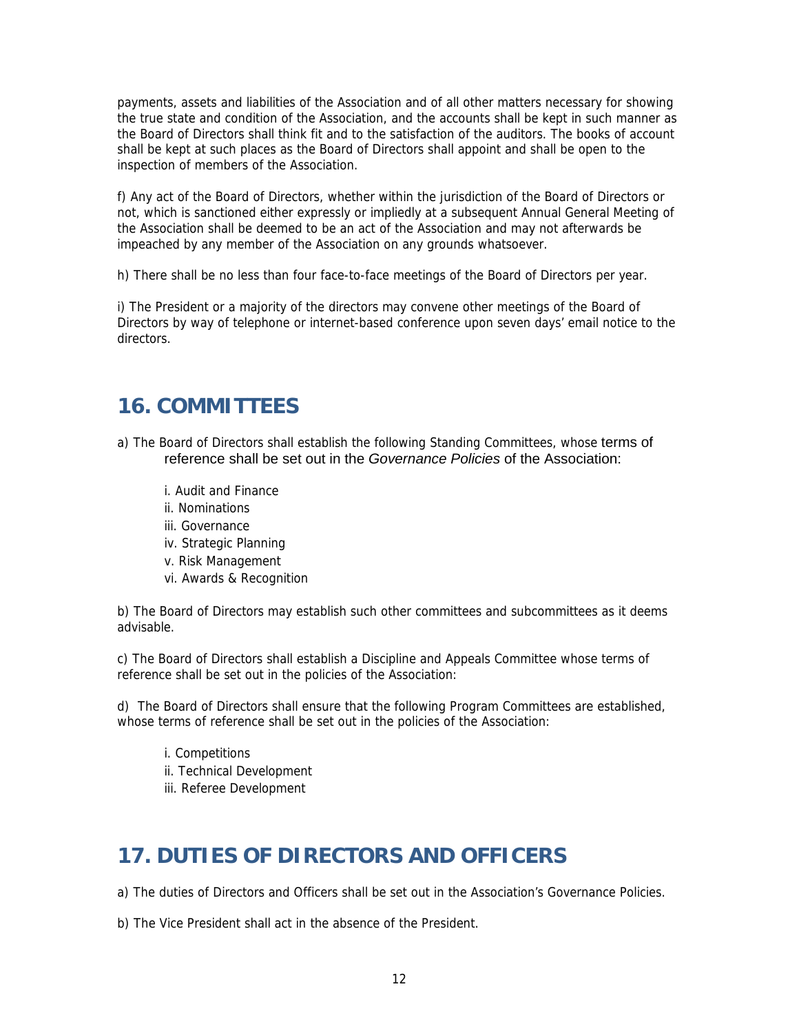payments, assets and liabilities of the Association and of all other matters necessary for showing the true state and condition of the Association, and the accounts shall be kept in such manner as the Board of Directors shall think fit and to the satisfaction of the auditors. The books of account shall be kept at such places as the Board of Directors shall appoint and shall be open to the inspection of members of the Association.

f) Any act of the Board of Directors, whether within the jurisdiction of the Board of Directors or not, which is sanctioned either expressly or impliedly at a subsequent Annual General Meeting of the Association shall be deemed to be an act of the Association and may not afterwards be impeached by any member of the Association on any grounds whatsoever.

h) There shall be no less than four face-to-face meetings of the Board of Directors per year.

i) The President or a majority of the directors may convene other meetings of the Board of Directors by way of telephone or internet-based conference upon seven days' email notice to the directors.

## 16. COMMITTEES

a) The Board of Directors shall establish the following Standing Committees, whose terms of reference shall be set out in the *Governance Policies* of the Association:

i. Audit and Finance
ii. Nominations
iii. Governance
iv. Strategic Planning
v. Risk Management
vi. Awards & Recognition

b) The Board of Directors may establish such other committees and subcommittees as it deems advisable.

c) The Board of Directors shall establish a Discipline and Appeals Committee whose terms of reference shall be set out in the policies of the Association:

d) The Board of Directors shall ensure that the following Program Committees are established, whose terms of reference shall be set out in the policies of the Association:

i. Competitions
ii. Technical Development
iii. Referee Development

## 17. DUTIES OF DIRECTORS AND OFFICERS

a) The duties of Directors and Officers shall be set out in the Association's Governance Policies.

b) The Vice President shall act in the absence of the President.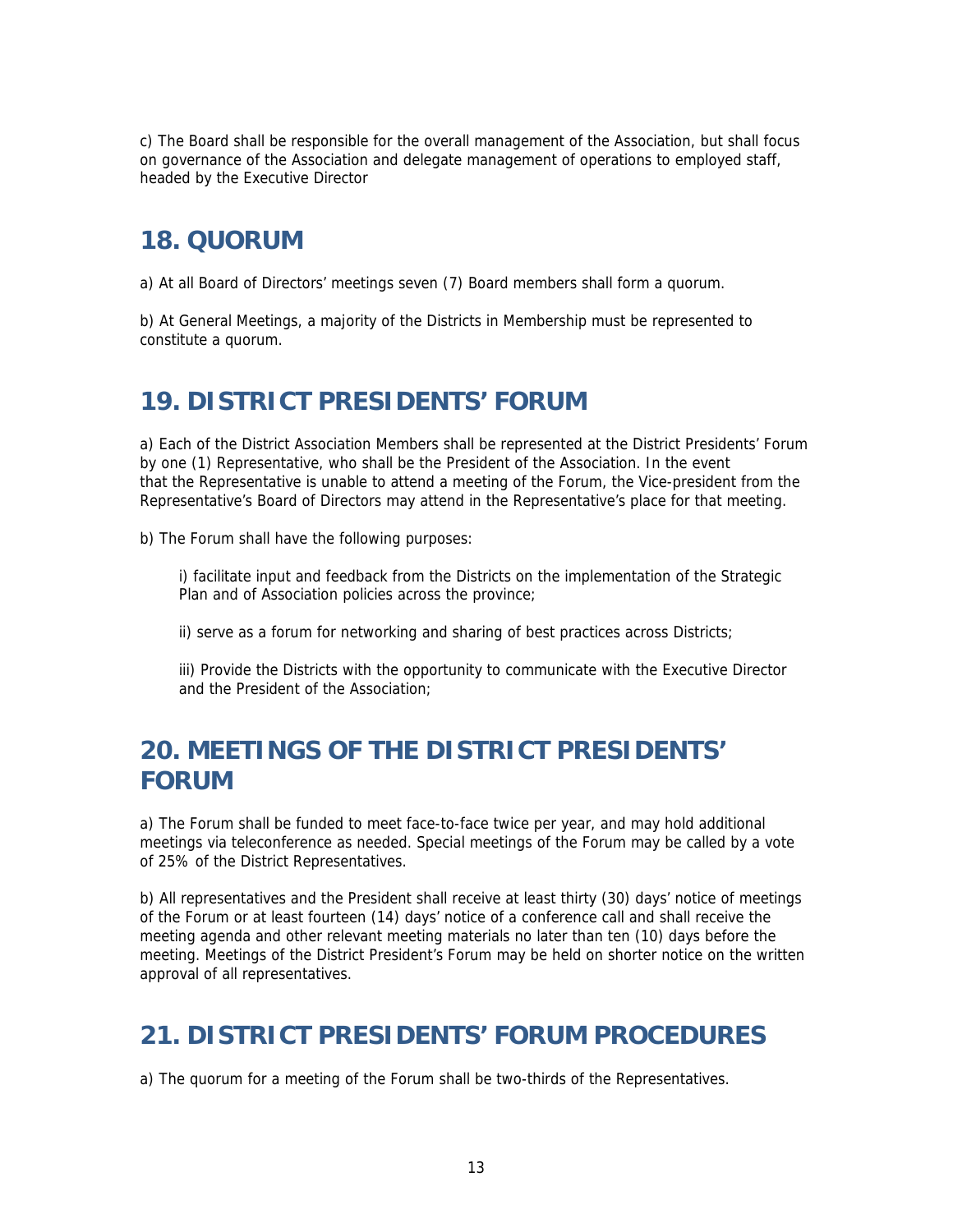c) The Board shall be responsible for the overall management of the Association, but shall focus on governance of the Association and delegate management of operations to employed staff, headed by the Executive Director

## 18. QUORUM

a) At all Board of Directors' meetings seven (7) Board members shall form a quorum.

b) At General Meetings, a majority of the Districts in Membership must be represented to constitute a quorum.

## 19. DISTRICT PRESIDENTS' FORUM

a) Each of the District Association Members shall be represented at the District Presidents' Forum by one (1) Representative, who shall be the President of the Association. In the event that the Representative is unable to attend a meeting of the Forum, the Vice-president from the Representative's Board of Directors may attend in the Representative's place for that meeting.

b) The Forum shall have the following purposes:

i) facilitate input and feedback from the Districts on the implementation of the Strategic Plan and of Association policies across the province;

ii) serve as a forum for networking and sharing of best practices across Districts;

iii) Provide the Districts with the opportunity to communicate with the Executive Director and the President of the Association;

## 20. MEETINGS OF THE DISTRICT PRESIDENTS' FORUM

a) The Forum shall be funded to meet face-to-face twice per year, and may hold additional meetings via teleconference as needed. Special meetings of the Forum may be called by a vote of 25% of the District Representatives.

b) All representatives and the President shall receive at least thirty (30) days' notice of meetings of the Forum or at least fourteen (14) days' notice of a conference call and shall receive the meeting agenda and other relevant meeting materials no later than ten (10) days before the meeting. Meetings of the District President's Forum may be held on shorter notice on the written approval of all representatives.

## 21. DISTRICT PRESIDENTS' FORUM PROCEDURES

a) The quorum for a meeting of the Forum shall be two-thirds of the Representatives.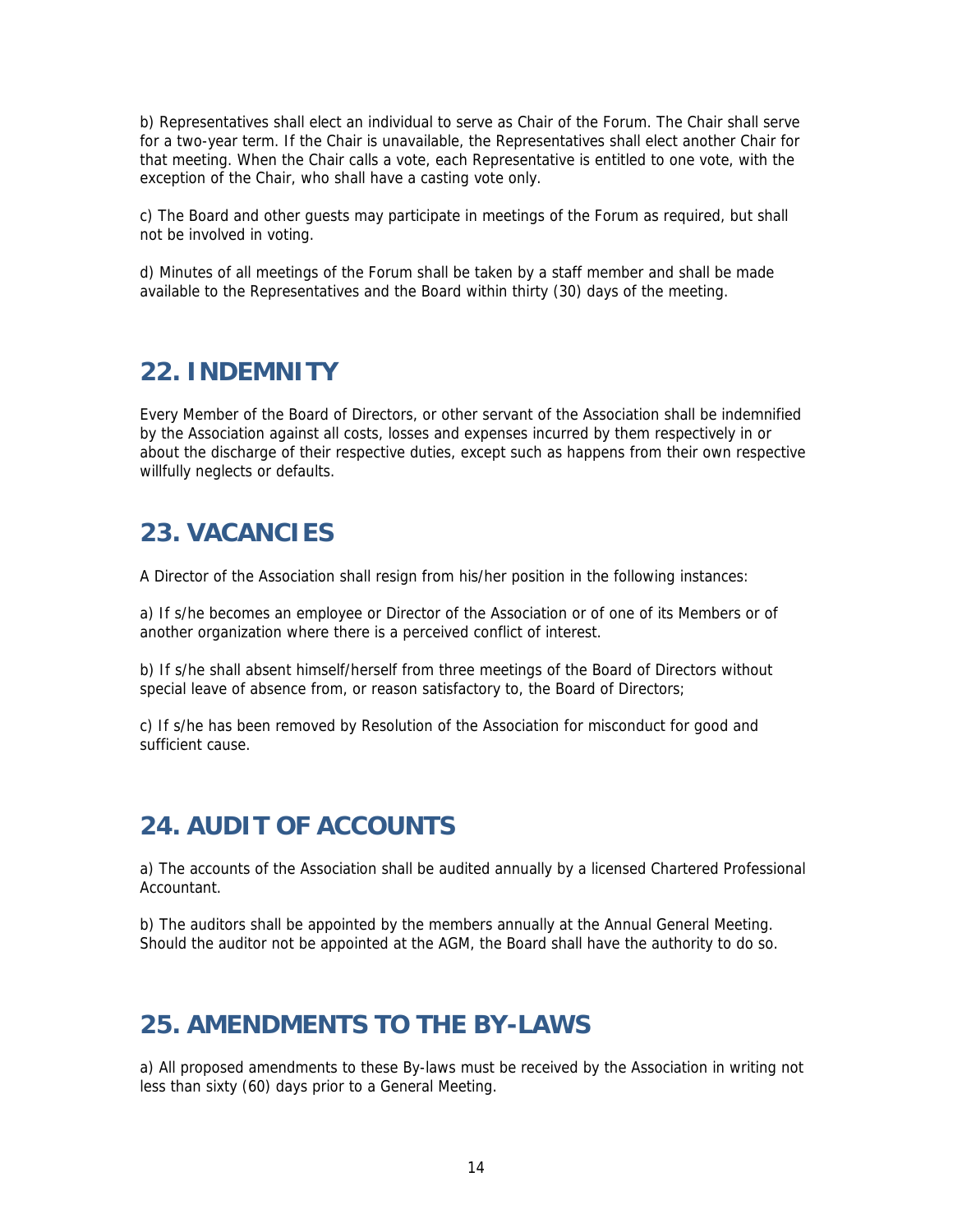b) Representatives shall elect an individual to serve as Chair of the Forum. The Chair shall serve for a two-year term. If the Chair is unavailable, the Representatives shall elect another Chair for that meeting. When the Chair calls a vote, each Representative is entitled to one vote, with the exception of the Chair, who shall have a casting vote only.

c) The Board and other guests may participate in meetings of the Forum as required, but shall not be involved in voting.

d) Minutes of all meetings of the Forum shall be taken by a staff member and shall be made available to the Representatives and the Board within thirty (30) days of the meeting.

## 22. INDEMNITY

Every Member of the Board of Directors, or other servant of the Association shall be indemnified by the Association against all costs, losses and expenses incurred by them respectively in or about the discharge of their respective duties, except such as happens from their own respective willfully neglects or defaults.

## 23. VACANCIES

A Director of the Association shall resign from his/her position in the following instances:

a) If s/he becomes an employee or Director of the Association or of one of its Members or of another organization where there is a perceived conflict of interest.

b) If s/he shall absent himself/herself from three meetings of the Board of Directors without special leave of absence from, or reason satisfactory to, the Board of Directors;

c) If s/he has been removed by Resolution of the Association for misconduct for good and sufficient cause.

## 24. AUDIT OF ACCOUNTS

a) The accounts of the Association shall be audited annually by a licensed Chartered Professional Accountant.

b) The auditors shall be appointed by the members annually at the Annual General Meeting. Should the auditor not be appointed at the AGM, the Board shall have the authority to do so.

## 25. AMENDMENTS TO THE BY-LAWS

a) All proposed amendments to these By-laws must be received by the Association in writing not less than sixty (60) days prior to a General Meeting.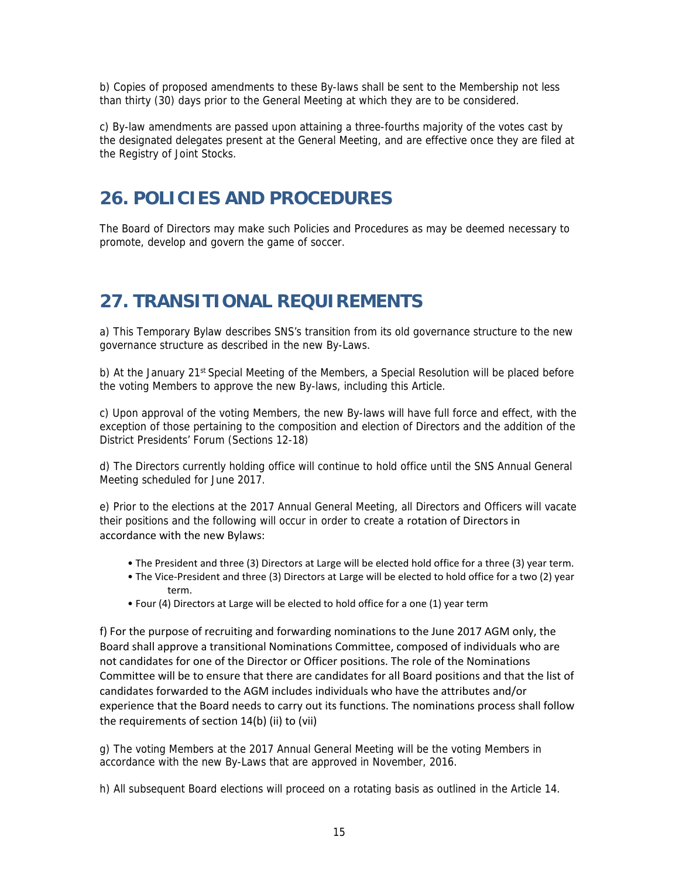b) Copies of proposed amendments to these By-laws shall be sent to the Membership not less than thirty (30) days prior to the General Meeting at which they are to be considered.

c) By-law amendments are passed upon attaining a three-fourths majority of the votes cast by the designated delegates present at the General Meeting, and are effective once they are filed at the Registry of Joint Stocks.

# 26. POLICIES AND PROCEDURES

The Board of Directors may make such Policies and Procedures as may be deemed necessary to promote, develop and govern the game of soccer.

# 27. TRANSITIONAL REQUIREMENTS

a) This Temporary Bylaw describes SNS's transition from its old governance structure to the new governance structure as described in the new By-Laws.

b) At the January 21st Special Meeting of the Members, a Special Resolution will be placed before the voting Members to approve the new By-laws, including this Article.

c) Upon approval of the voting Members, the new By-laws will have full force and effect, with the exception of those pertaining to the composition and election of Directors and the addition of the District Presidents' Forum (Sections 12-18)

d) The Directors currently holding office will continue to hold office until the SNS Annual General Meeting scheduled for June 2017.

e) Prior to the elections at the 2017 Annual General Meeting, all Directors and Officers will vacate their positions and the following will occur in order to create a rotation of Directors in accordance with the new Bylaws:

- The President and three (3) Directors at Large will be elected hold office for a three (3) year term.
- The Vice-President and three (3) Directors at Large will be elected to hold office for a two (2) year term.
- Four (4) Directors at Large will be elected to hold office for a one (1) year term

f) For the purpose of recruiting and forwarding nominations to the June 2017 AGM only, the Board shall approve a transitional Nominations Committee, composed of individuals who are not candidates for one of the Director or Officer positions. The role of the Nominations Committee will be to ensure that there are candidates for all Board positions and that the list of candidates forwarded to the AGM includes individuals who have the attributes and/or experience that the Board needs to carry out its functions. The nominations process shall follow the requirements of section 14(b) (ii) to (vii)

g) The voting Members at the 2017 Annual General Meeting will be the voting Members in accordance with the new By-Laws that are approved in November, 2016.

h) All subsequent Board elections will proceed on a rotating basis as outlined in the Article 14.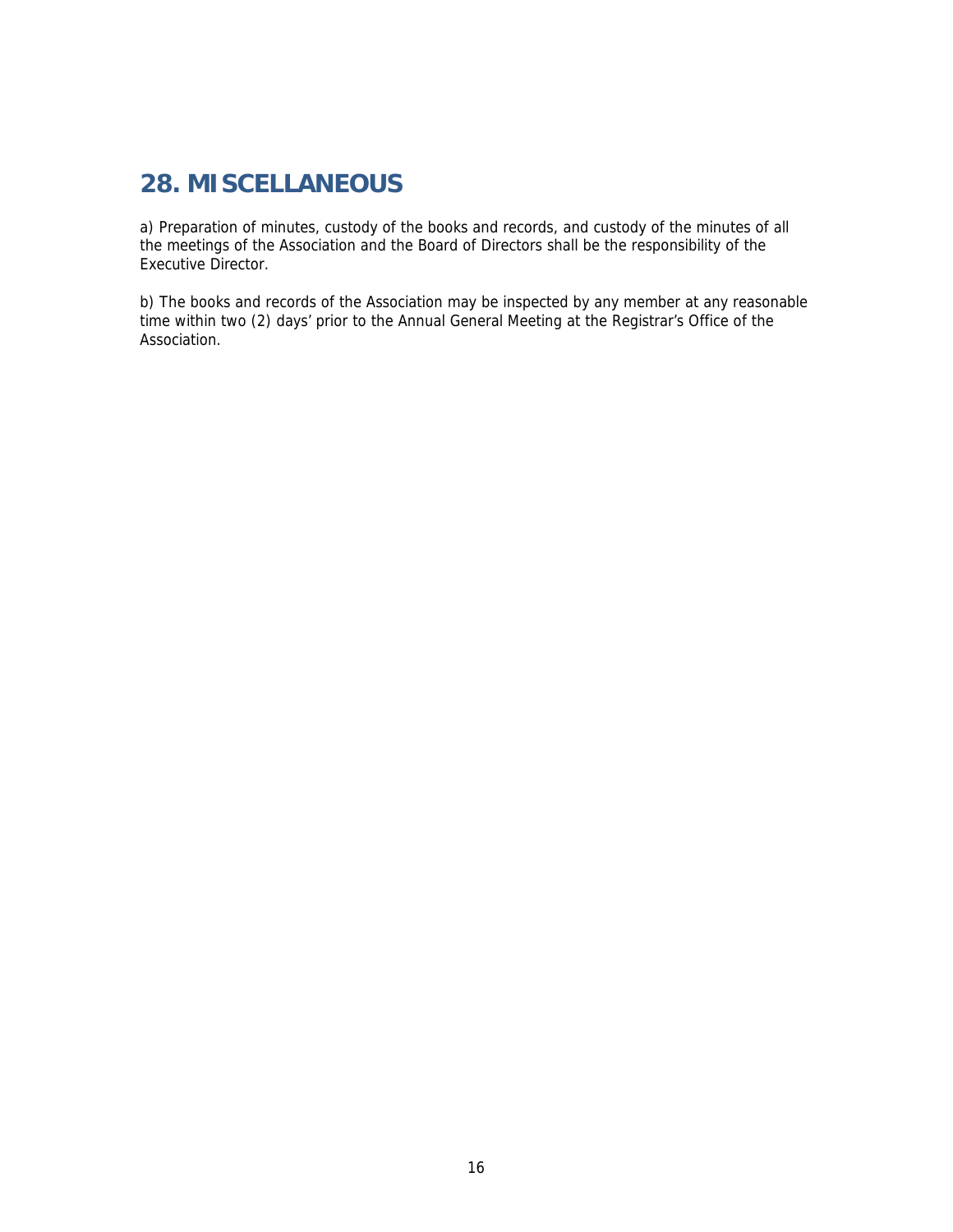## 28. MISCELLANEOUS

a) Preparation of minutes, custody of the books and records, and custody of the minutes of all the meetings of the Association and the Board of Directors shall be the responsibility of the Executive Director.

b) The books and records of the Association may be inspected by any member at any reasonable time within two (2) days' prior to the Annual General Meeting at the Registrar's Office of the Association.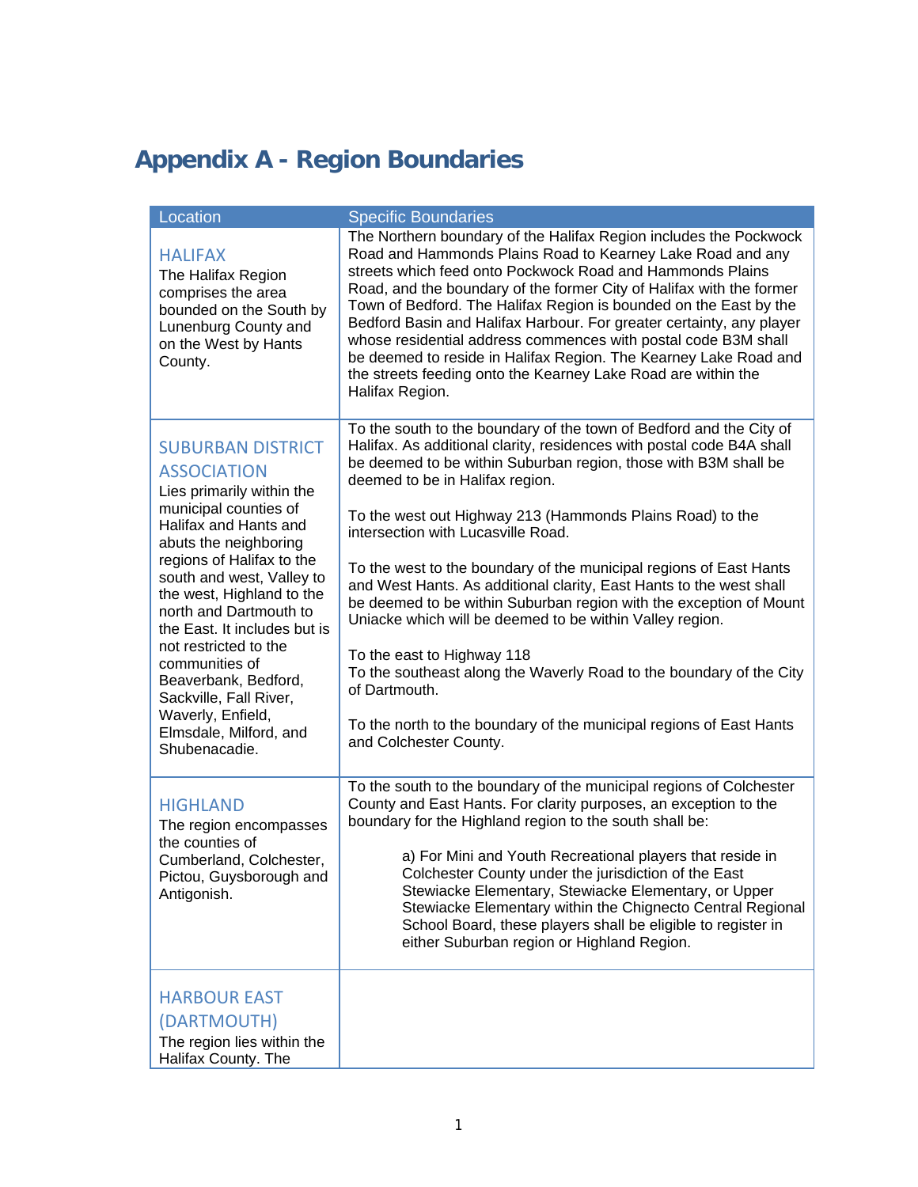# Appendix A - Region Boundaries

| Location | Specific Boundaries |
|---|---|
| HALIFAX<br>The Halifax Region comprises the area bounded on the South by Lunenburg County and on the West by Hants County. | The Northern boundary of the Halifax Region includes the Pockwock Road and Hammonds Plains Road to Kearney Lake Road and any streets which feed onto Pockwock Road and Hammonds Plains Road, and the boundary of the former City of Halifax with the former Town of Bedford. The Halifax Region is bounded on the East by the Bedford Basin and Halifax Harbour. For greater certainty, any player whose residential address commences with postal code B3M shall be deemed to reside in Halifax Region. The Kearney Lake Road and the streets feeding onto the Kearney Lake Road are within the Halifax Region. |
| SUBURBAN DISTRICT ASSOCIATION<br>Lies primarily within the municipal counties of Halifax and Hants and abuts the neighboring regions of Halifax to the south and west, Valley to the west, Highland to the north and Dartmouth to the East. It includes but is not restricted to the communities of Beaverbank, Bedford, Sackville, Fall River, Waverly, Enfield, Elmsdale, Milford, and Shubenacadie. | To the south to the boundary of the town of Bedford and the City of Halifax. As additional clarity, residences with postal code B4A shall be deemed to be within Suburban region, those with B3M shall be deemed to be in Halifax region.<br><br>To the west out Highway 213 (Hammonds Plains Road) to the intersection with Lucasville Road.<br><br>To the west to the boundary of the municipal regions of East Hants and West Hants. As additional clarity, East Hants to the west shall be deemed to be within Suburban region with the exception of Mount Uniacke which will be deemed to be within Valley region.<br><br>To the east to Highway 118<br>To the southeast along the Waverly Road to the boundary of the City of Dartmouth.<br><br>To the north to the boundary of the municipal regions of East Hants and Colchester County. |
| HIGHLAND<br>The region encompasses the counties of Cumberland, Colchester, Pictou, Guysborough and Antigonish. | To the south to the boundary of the municipal regions of Colchester County and East Hants. For clarity purposes, an exception to the boundary for the Highland region to the south shall be:<br><br>a) For Mini and Youth Recreational players that reside in Colchester County under the jurisdiction of the East Stewiacke Elementary, Stewiacke Elementary, or Upper Stewiacke Elementary within the Chignecto Central Regional School Board, these players shall be eligible to register in either Suburban region or Highland Region. |
| HARBOUR EAST (DARTMOUTH)<br>The region lies within the Halifax County. The | |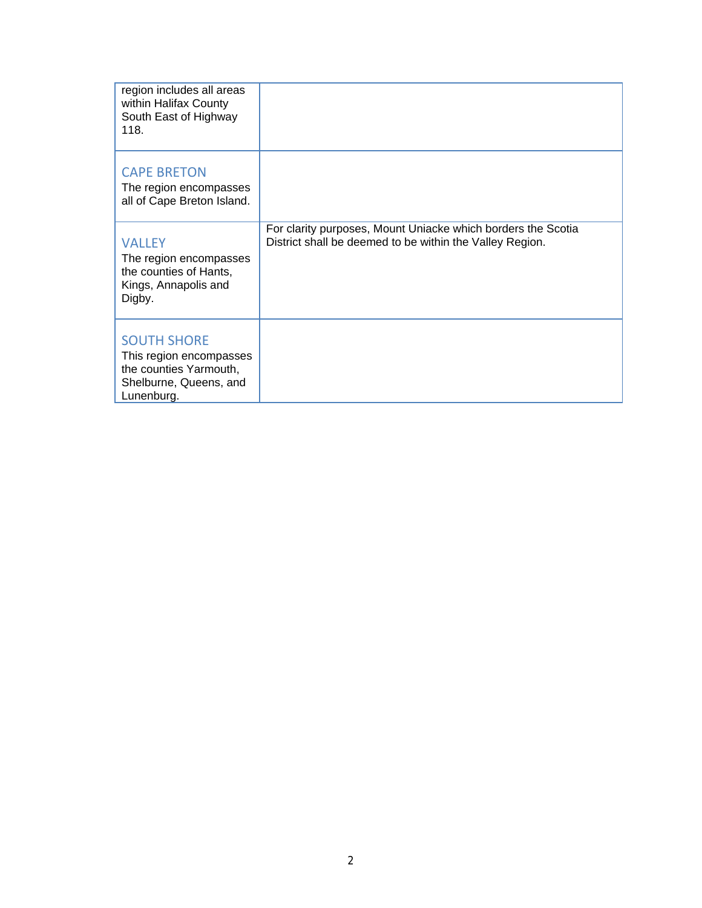| | |
|---|---|
| region includes all areas within Halifax County South East of Highway 118. | |
| CAPE BRETON<br>The region encompasses all of Cape Breton Island. | |
| VALLEY<br>The region encompasses the counties of Hants, Kings, Annapolis and Digby. | For clarity purposes, Mount Uniacke which borders the Scotia District shall be deemed to be within the Valley Region. |
| SOUTH SHORE<br>This region encompasses the counties Yarmouth, Shelburne, Queens, and Lunenburg. | |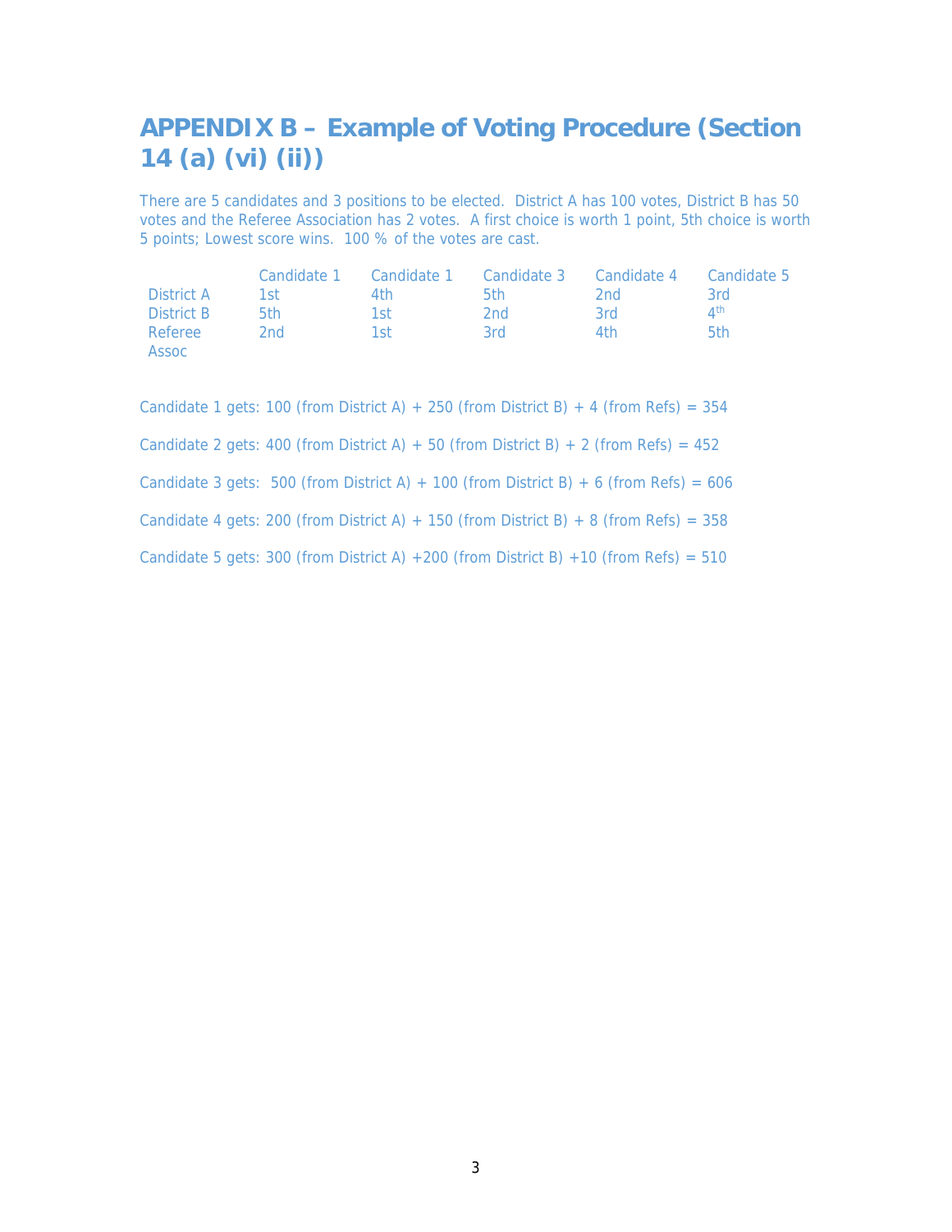# APPENDIX B – Example of Voting Procedure (Section 14 (a) (vi) (ii))

There are 5 candidates and 3 positions to be elected. District A has 100 votes, District B has 50 votes and the Referee Association has 2 votes. A first choice is worth 1 point, 5th choice is worth 5 points; Lowest score wins. 100 % of the votes are cast.

| | Candidate 1 | Candidate 1 | Candidate 3 | Candidate 4 | Candidate 5 |
|---|---|---|---|---|---|
| District A | 1st | 4th | 5th | 2nd | 3rd |
| District B | 5th | 1st | 2nd | 3rd | 4th |
| Referee Assoc | 2nd | 1st | 3rd | 4th | 5th |

Candidate 1 gets: 100 (from District A) + 250 (from District B) + 4 (from Refs) = 354

Candidate 2 gets: 400 (from District A) + 50 (from District B) + 2 (from Refs) = 452

Candidate 3 gets: 500 (from District A) + 100 (from District B) + 6 (from Refs) = 606

Candidate 4 gets: 200 (from District A) + 150 (from District B) + 8 (from Refs) = 358

Candidate 5 gets: 300 (from District A) +200 (from District B) +10 (from Refs) = 510